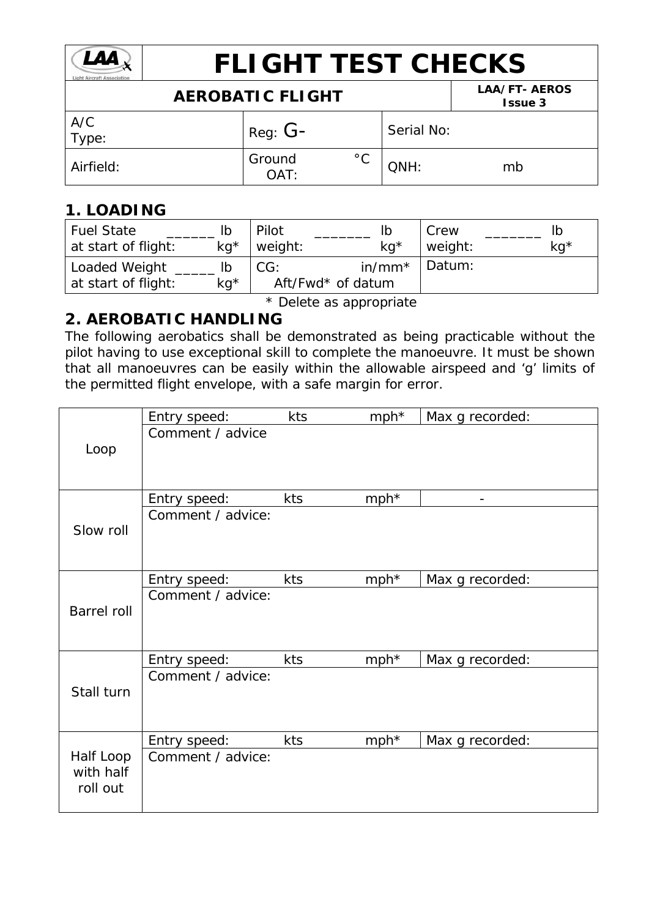# FLIGHT TEST CHECKS

| AEROBATIC FLIGHT | | | LAA/FT- AEROS Issue 3 |
|---|---|---|---|
| A/C Type: | Reg: G- | Serial No: | |
| Airfield: | Ground OAT: °C | QNH: mb | |

## 1. LOADING

| | | |
|---|---|---|
| Fuel State at start of flight: ______ lb kg* | Pilot weight: _______ lb kg* | Crew weight: _______ lb kg* |
| Loaded Weight at start of flight: _____ lb kg* | CG: in/mm* Aft/Fwd* of datum | Datum: |

\* Delete as appropriate

## 2. AEROBATIC HANDLING

The following aerobatics shall be demonstrated as being practicable without the pilot having to use exceptional skill to complete the manoeuvre. It must be shown that all manoeuvres can be easily within the allowable airspeed and 'g' limits of the permitted flight envelope, with a safe margin for error.

| Manoeuvre | | |
|---|---|---|
| Loop | Entry speed: kts mph* | Max g recorded: |
| | Comment / advice | |
| Slow roll | Entry speed: kts mph* | - |
| | Comment / advice: | |
| Barrel roll | Entry speed: kts mph* | Max g recorded: |
| | Comment / advice: | |
| Stall turn | Entry speed: kts mph* | Max g recorded: |
| | Comment / advice: | |
| Half Loop with half roll out | Entry speed: kts mph* | Max g recorded: |
| | Comment / advice: | |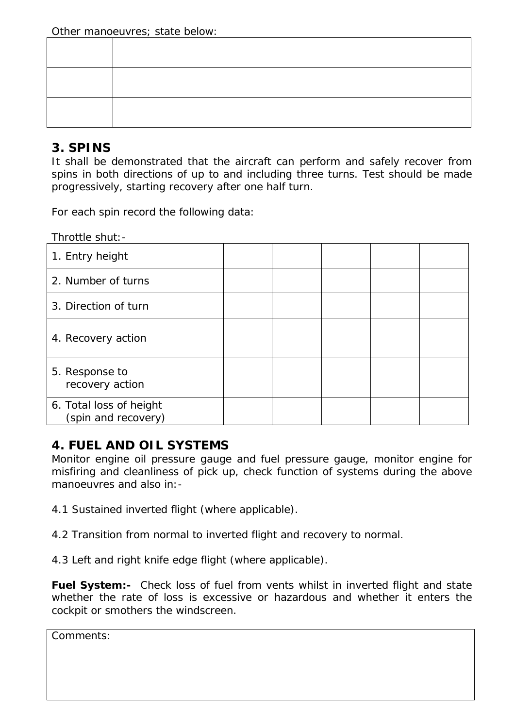Other manoeuvres; state below:

| | |
|---|---|
| | |
| | |
| | |

## 3. SPINS

It shall be demonstrated that the aircraft can perform and safely recover from spins in both directions of up to and including three turns. Test should be made progressively, starting recovery after one half turn.

For each spin record the following data:

Throttle shut:-

| | | | | | | |
|---|---|---|---|---|---|---|
| 1. Entry height | | | | | | |
| 2. Number of turns | | | | | | |
| 3. Direction of turn | | | | | | |
| 4. Recovery action | | | | | | |
| 5. Response to recovery action | | | | | | |
| 6. Total loss of height (spin and recovery) | | | | | | |

## 4. FUEL AND OIL SYSTEMS

Monitor engine oil pressure gauge and fuel pressure gauge, monitor engine for misfiring and cleanliness of pick up, check function of systems during the above manoeuvres and also in:-

4.1 Sustained inverted flight (where applicable).

4.2 Transition from normal to inverted flight and recovery to normal.

4.3 Left and right knife edge flight (where applicable).

**Fuel System:-** Check loss of fuel from vents whilst in inverted flight and state whether the rate of loss is excessive or hazardous and whether it enters the cockpit or smothers the windscreen.

| Comments: |
|---|
| |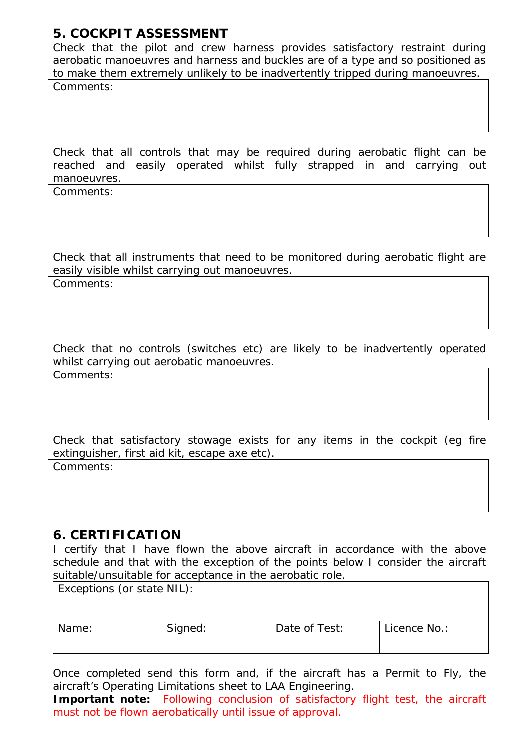## 5. COCKPIT ASSESSMENT

Check that the pilot and crew harness provides satisfactory restraint during aerobatic manoeuvres and harness and buckles are of a type and so positioned as to make them extremely unlikely to be inadvertently tripped during manoeuvres.

| Comments: |
| --- |
| |

Check that all controls that may be required during aerobatic flight can be reached and easily operated whilst fully strapped in and carrying out manoeuvres.

| Comments: |
| --- |
| |

Check that all instruments that need to be monitored during aerobatic flight are easily visible whilst carrying out manoeuvres.

| Comments: |
| --- |
| |

Check that no controls (switches etc) are likely to be inadvertently operated whilst carrying out aerobatic manoeuvres.

| Comments: |
| --- |
| |

Check that satisfactory stowage exists for any items in the cockpit (eg fire extinguisher, first aid kit, escape axe etc).

| Comments: |
| --- |
| |

## 6. CERTIFICATION

I certify that I have flown the above aircraft in accordance with the above schedule and that with the exception of the points below I consider the aircraft suitable/unsuitable for acceptance in the aerobatic role.

| Exceptions (or state NIL): | | | |
| --- | --- | --- | --- |
| Name: | Signed: | Date of Test: | Licence No.: |

Once completed send this form and, if the aircraft has a Permit to Fly, the aircraft's Operating Limitations sheet to LAA Engineering.

**Important note:** Following conclusion of satisfactory flight test, the aircraft must not be flown aerobatically until issue of approval.